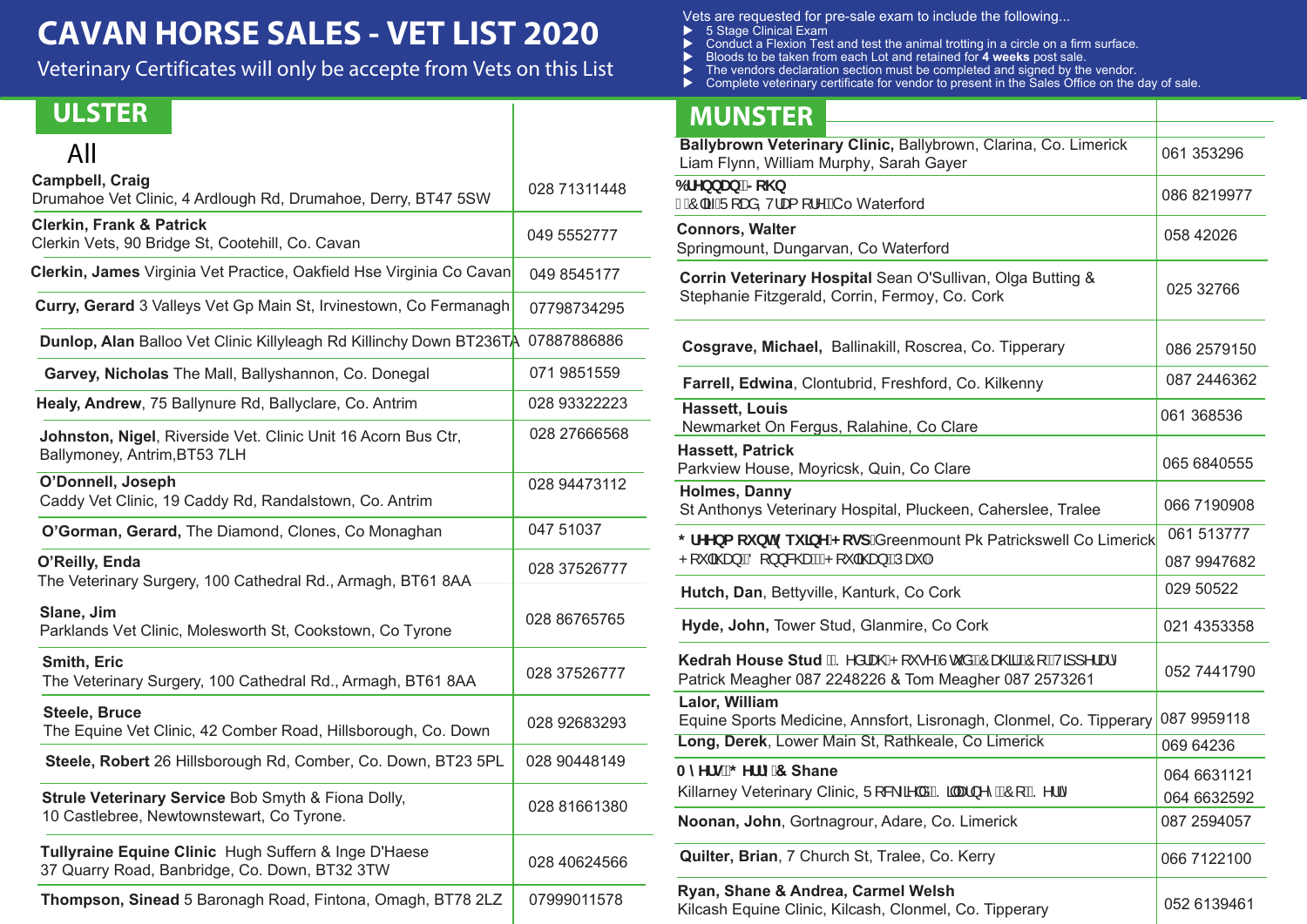# CAVAN HORSE SALES - VET LIST 2020

Veterinary Certificates will only be accepte from Vets on this List

Vets are requested for pre-sale exam to include the following...

- 5 Stage Clinical Exam
- Conduct a Flexion Test and test the animal trotting in a circle on a firm surface.
- Bloods to be taken from each Lot and retained for **4 weeks** post sale.
- The vendors declaration section must be completed and signed by the vendor.
- Complete veterinary certificate for vendor to present in the Sales Office on the day of sale.

## ULSTER

All

| Vet | Phone |
|---|---|
| **Campbell, Craig** Drumahoe Vet Clinic, 4 Ardlough Rd, Drumahoe, Derry, BT47 5SW | 028 71311448 |
| **Clerkin, Frank & Patrick** Clerkin Vets, 90 Bridge St, Cootehill, Co. Cavan | 049 5552777 |
| **Clerkin, James** Virginia Vet Practice, Oakfield Hse Virginia Co Cavan | 049 8545177 |
| **Curry, Gerard** 3 Valleys Vet Gp Main St, Irvinestown, Co Fermanagh | 07798734295 |
| **Dunlop, Alan** Balloo Vet Clinic Killyleagh Rd Killinchy Down BT236TA | 07887886886 |
| **Garvey, Nicholas** The Mall, Ballyshannon, Co. Donegal | 071 9851559 |
| **Healy, Andrew**, 75 Ballynure Rd, Ballyclare, Co. Antrim | 028 93322223 |
| **Johnston, Nigel**, Riverside Vet. Clinic Unit 16 Acorn Bus Ctr, Ballymoney, Antrim,BT53 7LH | 028 27666568 |
| **O'Donnell, Joseph** Caddy Vet Clinic, 19 Caddy Rd, Randalstown, Co. Antrim | 028 94473112 |
| **O'Gorman, Gerard,** The Diamond, Clones, Co Monaghan | 047 51037 |
| **O'Reilly, Enda** The Veterinary Surgery, 100 Cathedral Rd., Armagh, BT61 8AA | 028 37526777 |
| **Slane, Jim** Parklands Vet Clinic, Molesworth St, Cookstown, Co Tyrone | 028 86765765 |
| **Smith, Eric** The Veterinary Surgery, 100 Cathedral Rd., Armagh, BT61 8AA | 028 37526777 |
| **Steele, Bruce** The Equine Vet Clinic, 42 Comber Road, Hillsborough, Co. Down | 028 92683293 |
| **Steele, Robert** 26 Hillsborough Rd, Comber, Co. Down, BT23 5PL | 028 90448149 |
| **Strule Veterinary Service** Bob Smyth & Fiona Dolly, 10 Castlebree, Newtownstewart, Co Tyrone. | 028 81661380 |
| **Tullyraine Equine Clinic** Hugh Suffern & Inge D'Haese 37 Quarry Road, Banbridge, Co. Down, BT32 3TW | 028 40624566 |
| **Thompson, Sinead** 5 Baronagh Road, Fintona, Omagh, BT78 2LZ | 07999011578 |

## MUNSTER

| Vet | Phone |
|---|---|
| **Ballybrown Veterinary Clinic,** Ballybrown, Clarina, Co. Limerick Liam Flynn, William Murphy, Sarah Gayer | 061 353296 |
| **Brennan, John** Coll Road, Tramore Co Waterford | 086 8219977 |
| **Connors, Walter** Springmount, Dungarvan, Co Waterford | 058 42026 |
| **Corrin Veterinary Hospital** Sean O'Sullivan, Olga Butting & Stephanie Fitzgerald, Corrin, Fermoy, Co. Cork | 025 32766 |
| **Cosgrave, Michael,** Ballinakill, Roscrea, Co. Tipperary | 086 2579150 |
| **Farrell, Edwina**, Clontubrid, Freshford, Co. Kilkenny | 087 2446362 |
| **Hassett, Louis** Newmarket On Fergus, Ralahine, Co Clare | 061 368536 |
| **Hassett, Patrick** Parkview House, Moyricsk, Quin, Co Clare | 065 6840555 |
| **Holmes, Danny** St Anthonys Veterinary Hospital, Pluckeen, Caherslee, Tralee | 066 7190908 |
| **Greenmount Equine Hosp** Greenmount Pk Patrickswell Co Limerick Houlihan, Donncha & Houlihan, Paul | 061 513777 087 9947682 |
| **Hutch, Dan**, Bettyville, Kanturk, Co Cork | 029 50522 |
| **Hyde, John,** Tower Stud, Glanmire, Co Cork | 021 4353358 |
| **Kedrah House Stud** Kedrah House Stud, Cahir, Co Tipperary Patrick Meagher 087 2248226 & Tom Meagher 087 2573261 | 052 7441790 |
| **Lalor, William** Equine Sports Medicine, Annsfort, Lisronagh, Clonmel, Co. Tipperary | 087 9959118 |
| **Long, Derek**, Lower Main St, Rathkeale, Co Limerick | 069 64236 |
| **Myers, Gerry & Shane** Killarney Veterinary Clinic, Rockfield, Killarney, Co Kerry | 064 6631121 064 6632592 |
| **Noonan, John**, Gortnagrour, Adare, Co. Limerick | 087 2594057 |
| **Quilter, Brian**, 7 Church St, Tralee, Co. Kerry | 066 7122100 |
| **Ryan, Shane & Andrea, Carmel Welsh** Kilcash Equine Clinic, Kilcash, Clonmel, Co. Tipperary | 052 6139461 |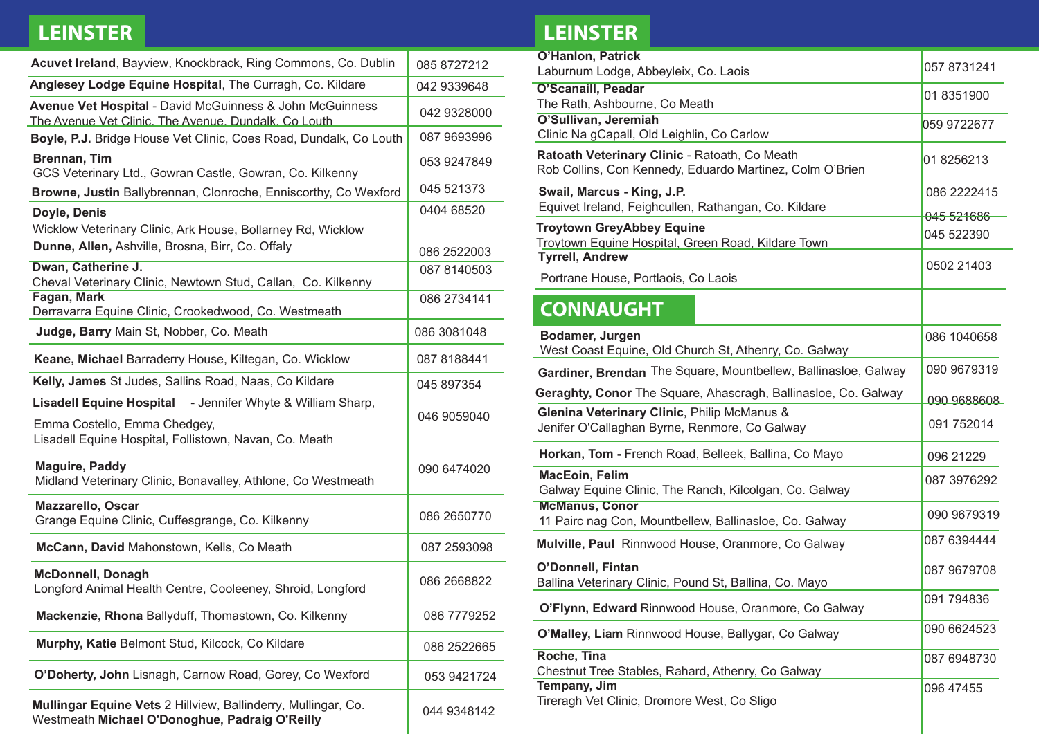## LEINSTER

| | |
|---|---|
| **Acuvet Ireland**, Bayview, Knockbrack, Ring Commons, Co. Dublin | 085 8727212 |
| **Anglesey Lodge Equine Hospital**, The Curragh, Co. Kildare | 042 9339648 |
| **Avenue Vet Hospital** - David McGuinness & John McGuinness The Avenue Vet Clinic, The Avenue, Dundalk, Co Louth | 042 9328000 |
| **Boyle, P.J.** Bridge House Vet Clinic, Coes Road, Dundalk, Co Louth | 087 9693996 |
| **Brennan, Tim** GCS Veterinary Ltd., Gowran Castle, Gowran, Co. Kilkenny | 053 9247849 |
| **Browne, Justin** Ballybrennan, Clonroche, Enniscorthy, Co Wexford | 045 521373 |
| **Doyle, Denis** Wicklow Veterinary Clinic, Ark House, Bollarney Rd, Wicklow | 0404 68520 |
| **Dunne, Allen,** Ashville, Brosna, Birr, Co. Offaly | 086 2522003 |
| **Dwan, Catherine J.** Cheval Veterinary Clinic, Newtown Stud, Callan, Co. Kilkenny | 087 8140503 |
| **Fagan, Mark** Derravarra Equine Clinic, Crookedwood, Co. Westmeath | 086 2734141 |
| **Judge, Barry** Main St, Nobber, Co. Meath | 086 3081048 |
| **Keane, Michael** Barraderry House, Kiltegan, Co. Wicklow | 087 8188441 |
| **Kelly, James** St Judes, Sallins Road, Naas, Co Kildare | 045 897354 |
| **Lisadell Equine Hospital** - Jennifer Whyte & William Sharp, Emma Costello, Emma Chedgey, Lisadell Equine Hospital, Follistown, Navan, Co. Meath | 046 9059040 |
| **Maguire, Paddy** Midland Veterinary Clinic, Bonavalley, Athlone, Co Westmeath | 090 6474020 |
| **Mazzarello, Oscar** Grange Equine Clinic, Cuffesgrange, Co. Kilkenny | 086 2650770 |
| **McCann, David** Mahonstown, Kells, Co Meath | 087 2593098 |
| **McDonnell, Donagh** Longford Animal Health Centre, Cooleeney, Shroid, Longford | 086 2668822 |
| **Mackenzie, Rhona** Ballyduff, Thomastown, Co. Kilkenny | 086 7779252 |
| **Murphy, Katie** Belmont Stud, Kilcock, Co Kildare | 086 2522665 |
| **O'Doherty, John** Lisnagh, Carnow Road, Gorey, Co Wexford | 053 9421724 |
| **Mullingar Equine Vets** 2 Hillview, Ballinderry, Mullingar, Co. Westmeath **Michael O'Donoghue, Padraig O'Reilly** | 044 9348142 |
| **O'Hanlon, Patrick** Laburnum Lodge, Abbeyleix, Co. Laois | 057 8731241 |
| **O'Scanaill, Peadar** The Rath, Ashbourne, Co Meath | 01 8351900 |
| **O'Sullivan, Jeremiah** Clinic Na gCapall, Old Leighlin, Co Carlow | 059 9722677 |
| **Ratoath Veterinary Clinic** - Ratoath, Co Meath Rob Collins, Con Kennedy, Eduardo Martinez, Colm O'Brien | 01 8256213 |
| **Swail, Marcus - King, J.P.** Equivet Ireland, Feighcullen, Rathangan, Co. Kildare | 086 2222415 |
| **Troytown GreyAbbey Equine** Troytown Equine Hospital, Green Road, Kildare Town | 045 521686 045 522390 |
| **Tyrrell, Andrew** Portrane House, Portlaois, Co Laois | 0502 21403 |

## CONNAUGHT

| | |
|---|---|
| **Bodamer, Jurgen** West Coast Equine, Old Church St, Athenry, Co. Galway | 086 1040658 |
| **Gardiner, Brendan** The Square, Mountbellew, Ballinasloe, Galway | 090 9679319 |
| **Geraghty, Conor** The Square, Ahascragh, Ballinasloe, Co. Galway | 090 9688608 |
| **Glenina Veterinary Clinic**, Philip McManus & Jenifer O'Callaghan Byrne, Renmore, Co Galway | 091 752014 |
| **Horkan, Tom -** French Road, Belleek, Ballina, Co Mayo | 096 21229 |
| **MacEoin, Felim** Galway Equine Clinic, The Ranch, Kilcolgan, Co. Galway | 087 3976292 |
| **McManus, Conor** 11 Pairc nag Con, Mountbellew, Ballinasloe, Co. Galway | 090 9679319 |
| **Mulville, Paul** Rinnwood House, Oranmore, Co Galway | 087 6394444 |
| **O'Donnell, Fintan** Ballina Veterinary Clinic, Pound St, Ballina, Co. Mayo | 087 9679708 |
| **O'Flynn, Edward** Rinnwood House, Oranmore, Co Galway | 091 794836 |
| **O'Malley, Liam** Rinnwood House, Ballygar, Co Galway | 090 6624523 |
| **Roche, Tina** Chestnut Tree Stables, Rahard, Athenry, Co Galway | 087 6948730 |
| **Tempany, Jim** Tireragh Vet Clinic, Dromore West, Co Sligo | 096 47455 |